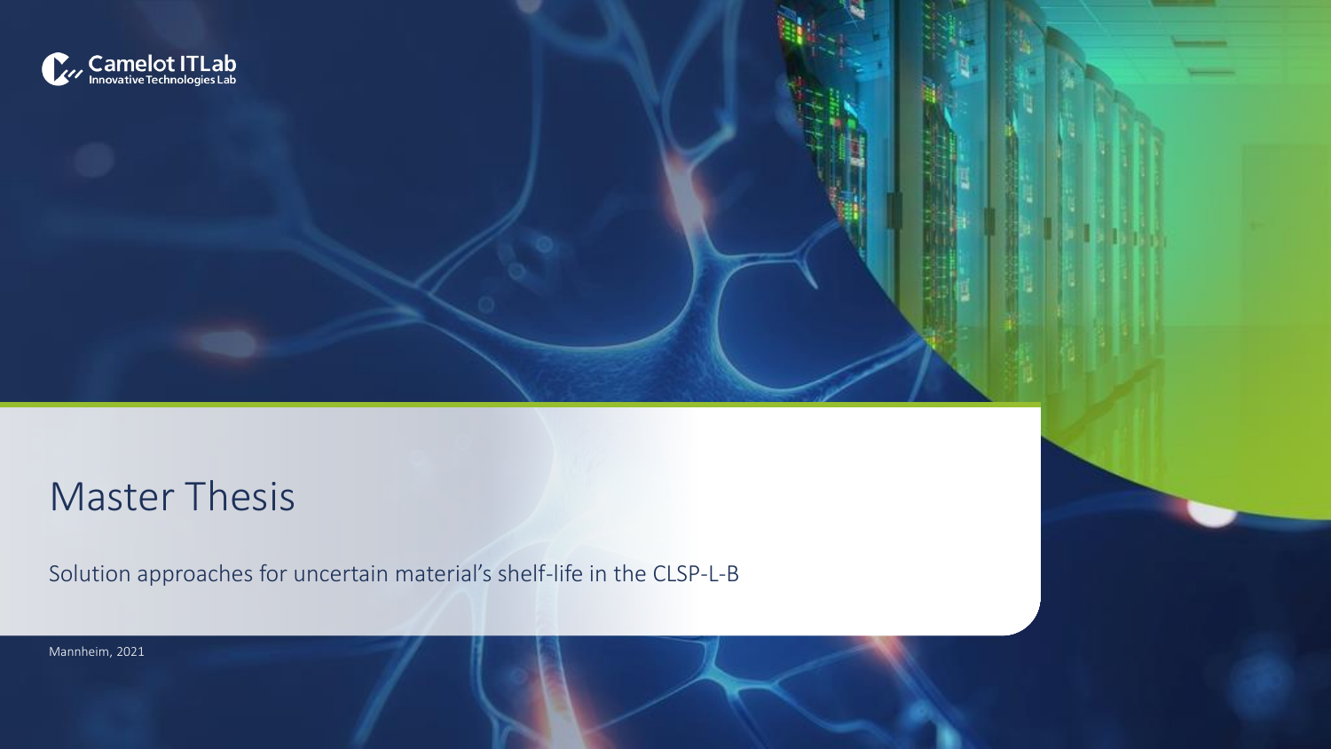Camelot ITLab
Innovative Technologies Lab

# Master Thesis

Solution approaches for uncertain material's shelf-life in the CLSP-L-B

Mannheim, 2021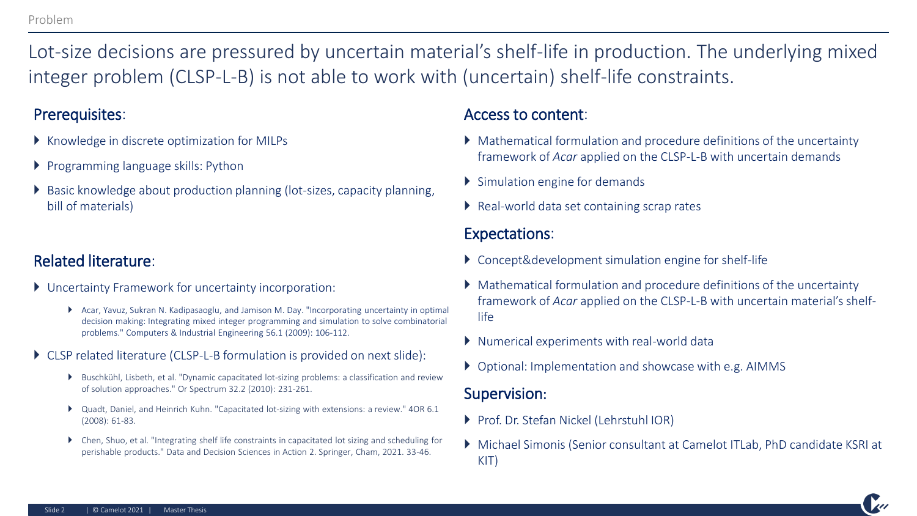# Lot-size decisions are pressured by uncertain material's shelf-life in production. The underlying mixed integer problem (CLSP-L-B) is not able to work with (uncertain) shelf-life constraints.

## Prerequisites:

- Knowledge in discrete optimization for MILPs
- Programming language skills: Python
- Basic knowledge about production planning (lot-sizes, capacity planning, bill of materials)

## Related literature:

- Uncertainty Framework for uncertainty incorporation:
  - Acar, Yavuz, Sukran N. Kadipasaoglu, and Jamison M. Day. "Incorporating uncertainty in optimal decision making: Integrating mixed integer programming and simulation to solve combinatorial problems." Computers & Industrial Engineering 56.1 (2009): 106-112.
- CLSP related literature (CLSP-L-B formulation is provided on next slide):
  - Buschkühl, Lisbeth, et al. "Dynamic capacitated lot-sizing problems: a classification and review of solution approaches." Or Spectrum 32.2 (2010): 231-261.
  - Quadt, Daniel, and Heinrich Kuhn. "Capacitated lot-sizing with extensions: a review." 4OR 6.1 (2008): 61-83.
  - Chen, Shuo, et al. "Integrating shelf life constraints in capacitated lot sizing and scheduling for perishable products." Data and Decision Sciences in Action 2. Springer, Cham, 2021. 33-46.

## Access to content:

- Mathematical formulation and procedure definitions of the uncertainty framework of *Acar* applied on the CLSP-L-B with uncertain demands
- Simulation engine for demands
- Real-world data set containing scrap rates

## Expectations:

- Concept&development simulation engine for shelf-life
- Mathematical formulation and procedure definitions of the uncertainty framework of *Acar* applied on the CLSP-L-B with uncertain material's shelf-life
- Numerical experiments with real-world data
- Optional: Implementation and showcase with e.g. AIMMS

## Supervision:

- Prof. Dr. Stefan Nickel (Lehrstuhl IOR)
- Michael Simonis (Senior consultant at Camelot ITLab, PhD candidate KSRI at KIT)